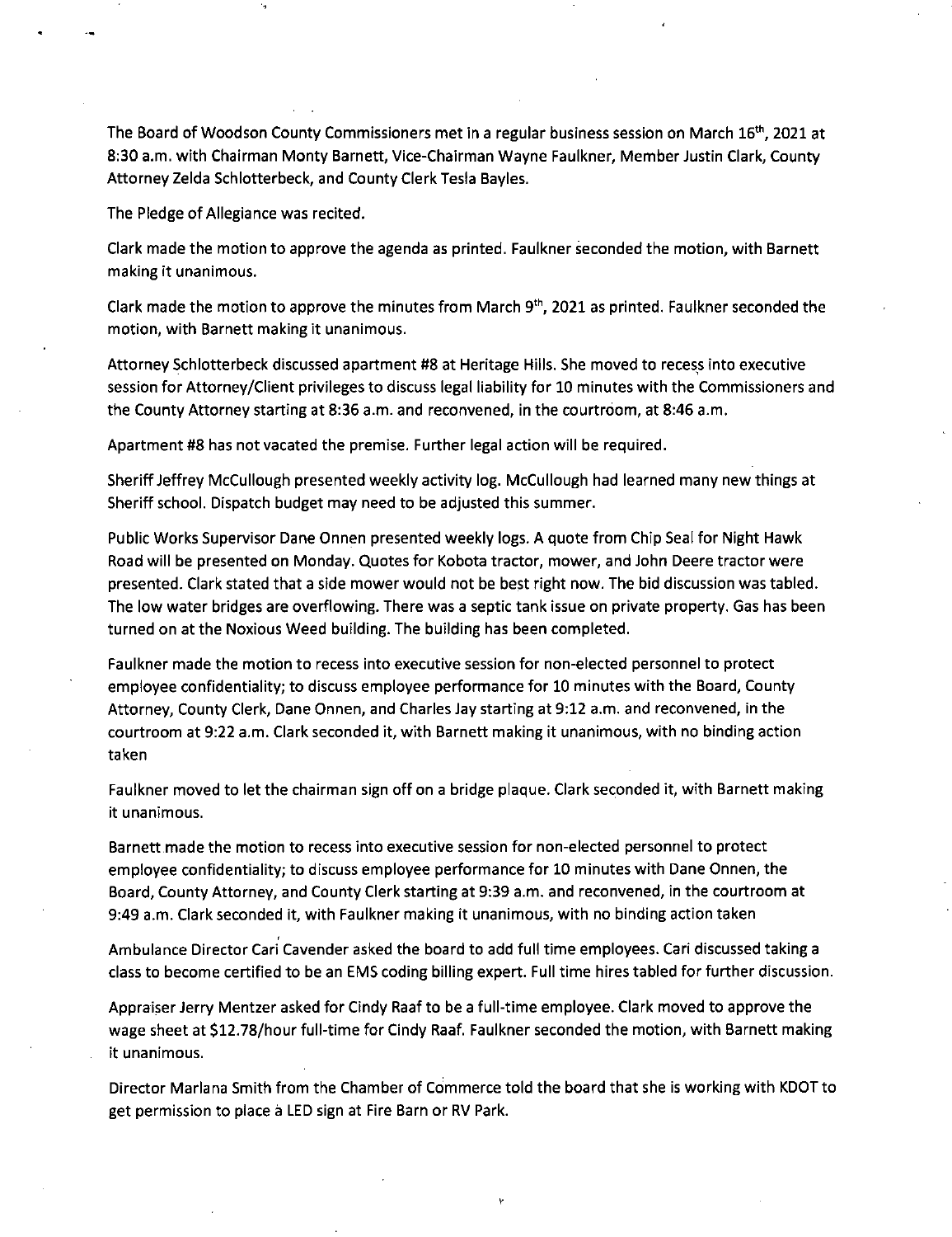The Board of Woodson County Commissioners met in a regular business session on March 16th, 2021 at 8:30 a.m. with Chairman Monty Barnett, Vice-Chairman Wayne Faulkner, Member Justin Clark, County Attorney Zelda Schlotterbeck, and County Clerk Tesla Bayles.

The Pledge of Allegiance was recited.

Clark made the motion to approve the agenda as printed. Faulkner seconded the motion, with Barnett making it unanimous.

Clark made the motion to approve the minutes from March 9th, 2021 as printed. Faulkner seconded the motion, with Barnett making it unanimous.

Attorney Schlotterbeck discussed apartment #8 at Heritage Hills. She moved to recess into executive session for Attorney/Client privileges to discuss legal liability for 10 minutes with the Commissioners and the County Attorney starting at 8:36 a.m. and reconvened, in the courtroom, at 8:46 a.m.

Apartment #8 has not vacated the premise. Further legal action will be required.

Sheriff Jeffrey McCullough presented weekly activity log. McCullough had learned many new things at Sheriff school. Dispatch budget may need to be adjusted this summer.

Public Works Supervisor Dane Onnen presented weekly logs. A quote from Chip Seal for Night Hawk Road will be presented on Monday. Quotes for Kobota tractor, mower, and John Deere tractor were presented. Clark stated that a side mower would not be best right now. The bid discussion was tabled. The low water bridges are overflowing. There was a septic tank issue on private property. Gas has been turned on at the Noxious Weed building. The building has been completed.

Faulkner made the motion to recess into executive session for non-elected personnel to protect employee confidentiality; to discuss employee performance for 10 minutes with the Board, County Attorney, County Clerk, Dane Onnen, and Charles Jay starting at 9:12 a.m. and reconvened, in the courtroom at 9:22 a.m. Clark seconded it, with Barnett making it unanimous, with no binding action taken

Faulkner moved to let the chairman sign off on a bridge plaque. Clark seconded it, with Barnett making it unanimous.

Barnett made the motion to recess into executive session for non-elected personnel to protect employee confidentiality; to discuss employee performance for 10 minutes with Dane Onnen, the Board, County Attorney, and County Clerk starting at 9:39 a.m. and reconvened, in the courtroom at 9:49 a.m. Clark seconded it, with Faulkner making it unanimous, with no binding action taken

Ambulance Director Cari Cavender asked the board to add full time employees. Cari discussed taking a class to become certified to be an EMS coding billing expert. Full time hires tabled for further discussion.

Appraiser Jerry Mentzer asked for Cindy Raaf to be a full-time employee. Clark moved to approve the wage sheet at $12.78/hour full-time for Cindy Raaf. Faulkner seconded the motion, with Barnett making it unanimous.

Director Marlana Smith from the Chamber of Commerce told the board that she is working with KDOT to get permission to place a LED sign at Fire Barn or RV Park.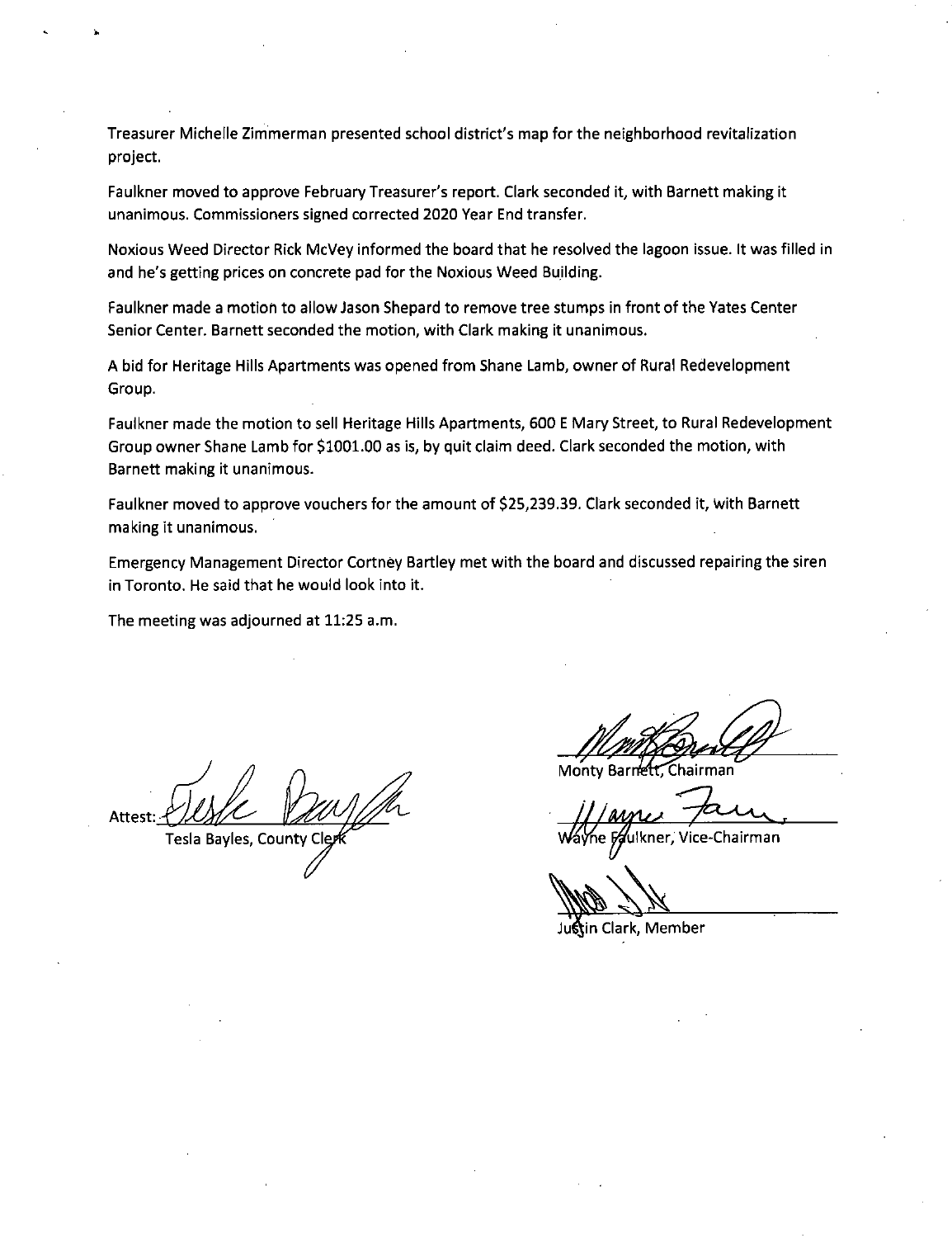Treasurer Michelle Zimmerman presented school district's map for the neighborhood revitalization project.

Faulkner moved to approve February Treasurer's report. Clark seconded it, with Barnett making it unanimous. Commissioners signed corrected 2020 Year End transfer.

Noxious Weed Director Rick McVey informed the board that he resolved the lagoon issue. It was filled in and he's getting prices on concrete pad for the Noxious Weed Building.

Faulkner made a motion to allow Jason Shepard to remove tree stumps in front of the Yates Center Senior Center. Barnett seconded the motion, with Clark making it unanimous.

A bid for Heritage Hills Apartments was opened from Shane Lamb, owner of Rural Redevelopment Group.

Faulkner made the motion to sell Heritage Hills Apartments, 600 E Mary Street, to Rural Redevelopment Group owner Shane Lamb for $1001.00 as is, by quit claim deed. Clark seconded the motion, with Barnett making it unanimous.

Faulkner moved to approve vouchers for the amount of $25,239.39. Clark seconded it, with Barnett making it unanimous.

Emergency Management Director Cortney Bartley met with the board and discussed repairing the siren in Toronto. He said that he would look into it.

The meeting was adjourned at 11:25 a.m.

Attest: ______________________
Tesla Bayles, County Clerk

______________________
Monty Barnett, Chairman

______________________
Wayne Faulkner, Vice-Chairman

______________________
Justin Clark, Member